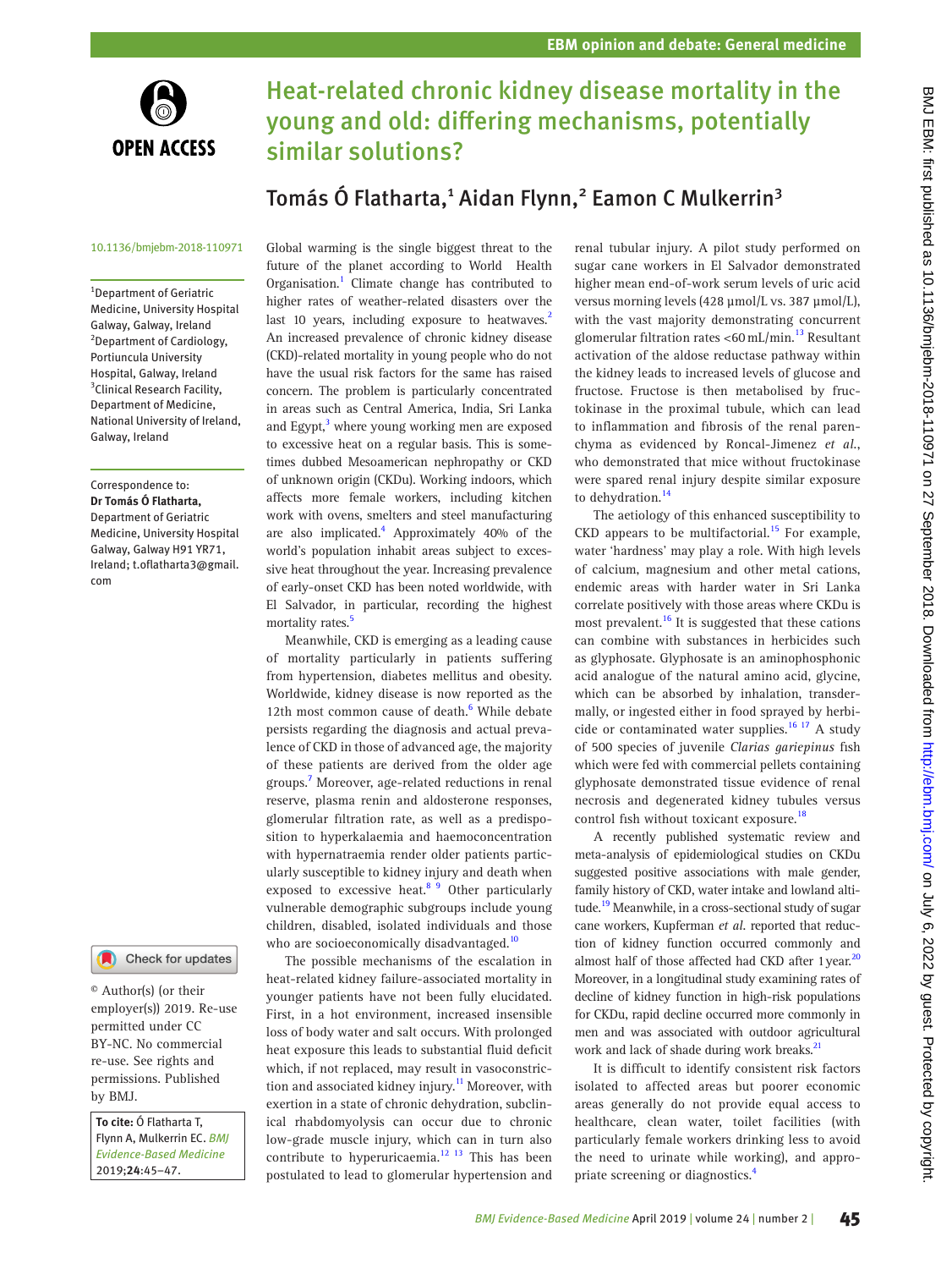# Heat-related chronic kidney disease mortality in the young and old: differing mechanisms, potentially similar solutions?

Tomás Ó Flatharta,[1] Aidan Flynn,[2] Eamon C Mulkerrin[3]

10.1136/bmjebm-2018-110971

[1]Department of Geriatric Medicine, University Hospital Galway, Galway, Ireland
[2]Department of Cardiology, Portiuncula University Hospital, Galway, Ireland
[3]Clinical Research Facility, Department of Medicine, National University of Ireland, Galway, Ireland

Correspondence to: **Dr Tomás Ó Flatharta,** Department of Geriatric Medicine, University Hospital Galway, Galway H91 YR71, Ireland; t.oflatharta3@gmail.com

© Author(s) (or their employer(s)) 2019. Re-use permitted under CC BY-NC. No commercial re-use. See rights and permissions. Published by BMJ.

**To cite:** Ó Flatharta T, Flynn A, Mulkerrin EC. *BMJ Evidence-Based Medicine* 2019;**24**:45–47.

Global warming is the single biggest threat to the future of the planet according to World Health Organisation.[1] Climate change has contributed to higher rates of weather-related disasters over the last 10 years, including exposure to heatwaves.[2] An increased prevalence of chronic kidney disease (CKD)-related mortality in young people who do not have the usual risk factors for the same has raised concern. The problem is particularly concentrated in areas such as Central America, India, Sri Lanka and Egypt,[3] where young working men are exposed to excessive heat on a regular basis. This is sometimes dubbed Mesoamerican nephropathy or CKD of unknown origin (CKDu). Working indoors, which affects more female workers, including kitchen work with ovens, smelters and steel manufacturing are also implicated.[4] Approximately 40% of the world's population inhabit areas subject to excessive heat throughout the year. Increasing prevalence of early-onset CKD has been noted worldwide, with El Salvador, in particular, recording the highest mortality rates.[5]

Meanwhile, CKD is emerging as a leading cause of mortality particularly in patients suffering from hypertension, diabetes mellitus and obesity. Worldwide, kidney disease is now reported as the 12th most common cause of death.[6] While debate persists regarding the diagnosis and actual prevalence of CKD in those of advanced age, the majority of these patients are derived from the older age groups.[7] Moreover, age-related reductions in renal reserve, plasma renin and aldosterone responses, glomerular filtration rate, as well as a predisposition to hyperkalaemia and haemoconcentration with hypernatraemia render older patients particularly susceptible to kidney injury and death when exposed to excessive heat.[8 9] Other particularly vulnerable demographic subgroups include young children, disabled, isolated individuals and those who are socioeconomically disadvantaged.[10]

The possible mechanisms of the escalation in heat-related kidney failure-associated mortality in younger patients have not been fully elucidated. First, in a hot environment, increased insensible loss of body water and salt occurs. With prolonged heat exposure this leads to substantial fluid deficit which, if not replaced, may result in vasoconstriction and associated kidney injury.[11] Moreover, with exertion in a state of chronic dehydration, subclinical rhabdomyolysis can occur due to chronic low-grade muscle injury, which can in turn also contribute to hyperuricaemia.[12 13] This has been postulated to lead to glomerular hypertension and renal tubular injury. A pilot study performed on sugar cane workers in El Salvador demonstrated higher mean end-of-work serum levels of uric acid versus morning levels (428 µmol/L vs. 387 µmol/L), with the vast majority demonstrating concurrent glomerular filtration rates <60 mL/min.[13] Resultant activation of the aldose reductase pathway within the kidney leads to increased levels of glucose and fructose. Fructose is then metabolised by fructokinase in the proximal tubule, which can lead to inflammation and fibrosis of the renal parenchyma as evidenced by Roncal-Jimenez *et al.*, who demonstrated that mice without fructokinase were spared renal injury despite similar exposure to dehydration.[14]

The aetiology of this enhanced susceptibility to CKD appears to be multifactorial.[15] For example, water 'hardness' may play a role. With high levels of calcium, magnesium and other metal cations, endemic areas with harder water in Sri Lanka correlate positively with those areas where CKDu is most prevalent.[16] It is suggested that these cations can combine with substances in herbicides such as glyphosate. Glyphosate is an aminophosphonic acid analogue of the natural amino acid, glycine, which can be absorbed by inhalation, transdermally, or ingested either in food sprayed by herbicide or contaminated water supplies.[16 17] A study of 500 species of juvenile *Clarias gariepinus* fish which were fed with commercial pellets containing glyphosate demonstrated tissue evidence of renal necrosis and degenerated kidney tubules versus control fish without toxicant exposure.[18]

A recently published systematic review and meta-analysis of epidemiological studies on CKDu suggested positive associations with male gender, family history of CKD, water intake and lowland altitude.[19] Meanwhile, in a cross-sectional study of sugar cane workers, Kupferman *et al.* reported that reduction of kidney function occurred commonly and almost half of those affected had CKD after 1 year.[20] Moreover, in a longitudinal study examining rates of decline of kidney function in high-risk populations for CKDu, rapid decline occurred more commonly in men and was associated with outdoor agricultural work and lack of shade during work breaks.[21]

It is difficult to identify consistent risk factors isolated to affected areas but poorer economic areas generally do not provide equal access to healthcare, clean water, toilet facilities (with particularly female workers drinking less to avoid the need to urinate while working), and appropriate screening or diagnostics.[4]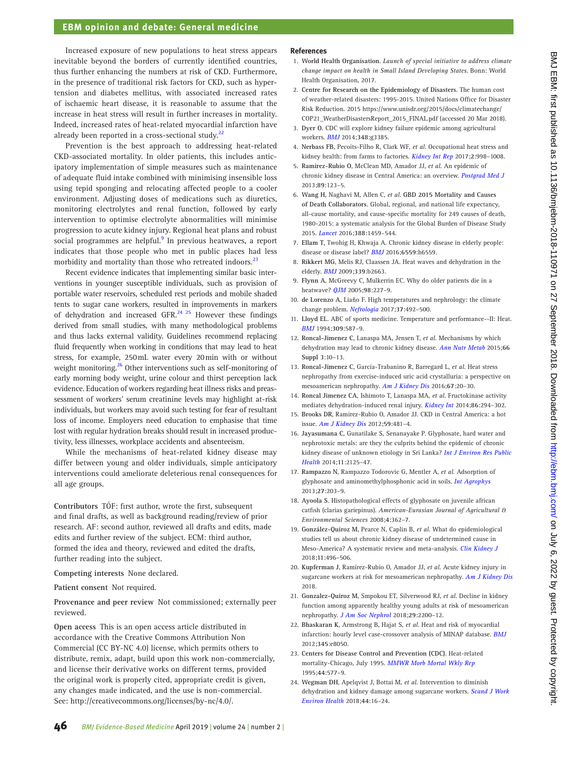Increased exposure of new populations to heat stress appears inevitable beyond the borders of currently identified countries, thus further enhancing the numbers at risk of CKD. Furthermore, in the presence of traditional risk factors for CKD, such as hypertension and diabetes mellitus, with associated increased rates of ischaemic heart disease, it is reasonable to assume that the increase in heat stress will result in further increases in mortality. Indeed, increased rates of heat-related myocardial infarction have already been reported in a cross-sectional study.[22]

Prevention is the best approach to addressing heat-related CKD-associated mortality. In older patients, this includes anticipatory implementation of simple measures such as maintenance of adequate fluid intake combined with minimising insensible loss using tepid sponging and relocating affected people to a cooler environment. Adjusting doses of medications such as diuretics, monitoring electrolytes and renal function, followed by early intervention to optimise electrolyte abnormalities will minimise progression to acute kidney injury. Regional heat plans and robust social programmes are helpful.[9] In previous heatwaves, a report indicates that those people who met in public places had less morbidity and mortality than those who retreated indoors.[23]

Recent evidence indicates that implementing similar basic interventions in younger susceptible individuals, such as provision of portable water reservoirs, scheduled rest periods and mobile shaded tents to sugar cane workers, resulted in improvements in markers of dehydration and increased GFR.[24,25] However these findings derived from small studies, with many methodological problems and thus lacks external validity. Guidelines recommend replacing fluid frequently when working in conditions that may lead to heat stress, for example, 250 mL water every 20 min with or without weight monitoring.[26] Other interventions such as self-monitoring of early morning body weight, urine colour and thirst perception lack evidence. Education of workers regarding heat illness risks and preassessment of workers' serum creatinine levels may highlight at-risk individuals, but workers may avoid such testing for fear of resultant loss of income. Employers need education to emphasise that time lost with regular hydration breaks should result in increased productivity, less illnesses, workplace accidents and absenteeism.

While the mechanisms of heat-related kidney disease may differ between young and older individuals, simple anticipatory interventions could ameliorate deleterious renal consequences for all age groups.

**Contributors** TÓF: first author, wrote the first, subsequent and final drafts, as well as background reading/review of prior research. AF: second author, reviewed all drafts and edits, made edits and further review of the subject. ECM: third author, formed the idea and theory, reviewed and edited the drafts, further reading into the subject.

**Competing interests** None declared.

**Patient consent** Not required.

**Provenance and peer review** Not commissioned; externally peer reviewed.

**Open access** This is an open access article distributed in accordance with the Creative Commons Attribution Non Commercial (CC BY-NC 4.0) license, which permits others to distribute, remix, adapt, build upon this work non-commercially, and license their derivative works on different terms, provided the original work is properly cited, appropriate credit is given, any changes made indicated, and the use is non-commercial. See: http://creativecommons.org/licenses/by-nc/4.0/.

## References

1. **World Health Organisation**. *Launch of special initiative to address climate change impact on health in Small Island Developing States*. Bonn: World Health Organisation, 2017.
2. **Centre for Research on the Epidemiology of Disasters**. The human cost of weather-related disasters: 1995-2015. United Nations Office for Disaster Risk Reduction. 2015 https://www.unisdr.org/2015/docs/climatechange/COP21_WeatherDisastersReport_2015_FINAL.pdf (accessed 20 Mar 2018).
3. **Dyer O**. CDC will explore kidney failure epidemic among agricultural workers. *BMJ* 2014;**348**:g3385.
4. **Nerbass FB**, Pecoits-Filho R, Clark WF, *et al*. Occupational heat stress and kidney health: from farms to factories. *Kidney Int Rep* 2017;**2**:998–1008.
5. **Ramirez-Rubio O**, McClean MD, Amador JJ, *et al*. An epidemic of chronic kidney disease in Central America: an overview. *Postgrad Med J* 2013;**89**:123–5.
6. **Wang H**, Naghavi M, Allen C, *et al*. **GBD 2015 Mortality and Causes of Death Collaborators**. Global, regional, and national life expectancy, all-cause mortality, and cause-specific mortality for 249 causes of death, 1980-2015: a systematic analysis for the Global Burden of Disease Study 2015. *Lancet* 2016;**388**:1459–544.
7. **Ellam T**, Twohig H, Khwaja A. Chronic kidney disease in elderly people: disease or disease label? *BMJ* 2016;**6559**:h6559.
8. **Rikkert MG**, Melis RJ, Claassen JA. Heat waves and dehydration in the elderly. *BMJ* 2009;**339**:b2663.
9. **Flynn A**, McGreevy C, Mulkerrin EC. Why do older patients die in a heatwave? *QJM* 2005;**98**:227–9.
10. **de Lorenzo A**, Liaño F. High temperatures and nephrology: the climate change problem. *Nefrologia* 2017;**37**:492–500.
11. **Lloyd EL**. ABC of sports medicine. Temperature and performance--II: Heat. *BMJ* 1994;**309**:587–9.
12. **Roncal-Jimenez C**, Lanaspa MA, Jensen T, *et al*. Mechanisms by which dehydration may lead to chronic kidney disease. *Ann Nutr Metab* 2015;**66 Suppl 3**:10–13.
13. **Roncal-Jimenez C**, García-Trabanino R, Barregard L, *et al*. Heat stress nephropathy from exercise-induced uric acid crystalluria: a perspective on mesoamerican nephropathy. *Am J Kidney Dis* 2016;**67**:20–30.
14. **Roncal Jimenez CA**, Ishimoto T, Lanaspa MA, *et al*. Fructokinase activity mediates dehydration-induced renal injury. *Kidney Int* 2014;**86**:294–302.
15. **Brooks DR**, Ramirez-Rubio O, Amador JJ. CKD in Central America: a hot issue. *Am J Kidney Dis* 2012;**59**:481–4.
16. **Jayasumana C**, Gunatilake S, Senanayake P. Glyphosate, hard water and nephrotoxic metals: are they the culprits behind the epidemic of chronic kidney disease of unknown etiology in Sri Lanka? *Int J Environ Res Public Health* 2014;**11**:2125–47.
17. **Rampazzo N**, Rampazzo Todorovic G, Mentler A, *et al*. Adsorption of glyphosate and aminomethylphosphonic acid in soils. *Int Agrophys* 2013;**27**:203–9.
18. **Ayoola S**. Histopathological effects of glyphosate on juvenile african catfish (clarias gariepinus). *American-Eurasian Journal of Agricultural & Environmental Sciences* 2008;**4**:362–7.
19. **González-Quiroz M**, Pearce N, Caplin B, *et al*. What do epidemiological studies tell us about chronic kidney disease of undetermined cause in Meso-America? A systematic review and meta-analysis. *Clin Kidney J* 2018;11:496–506.
20. **Kupferman J**, Ramirez-Rubio O, Amador JJ, *et al*. Acute kidney injury in sugarcane workers at risk for mesoamerican nephropathy. *Am J Kidney Dis* 2018.
21. **Gonzalez-Quiroz M**, Smpokou ET, Silverwood RJ, *et al*. Decline in kidney function among apparently healthy young adults at risk of mesoamerican nephropathy. *J Am Soc Nephrol* 2018;**29**:2200–12.
22. **Bhaskaran K**, Armstrong B, Hajat S, *et al*. Heat and risk of myocardial infarction: hourly level case-crossover analysis of MINAP database. *BMJ* 2012;**345**:e8050.
23. **Centers for Disease Control and Prevention (CDC)**. Heat-related mortality-Chicago, July 1995. *MMWR Morb Mortal Wkly Rep* 1995;**44**:577–9.
24. **Wegman DH**, Apelqvist J, Bottai M, *et al*. Intervention to diminish dehydration and kidney damage among sugarcane workers. *Scand J Work Environ Health* 2018;**44**:16–24.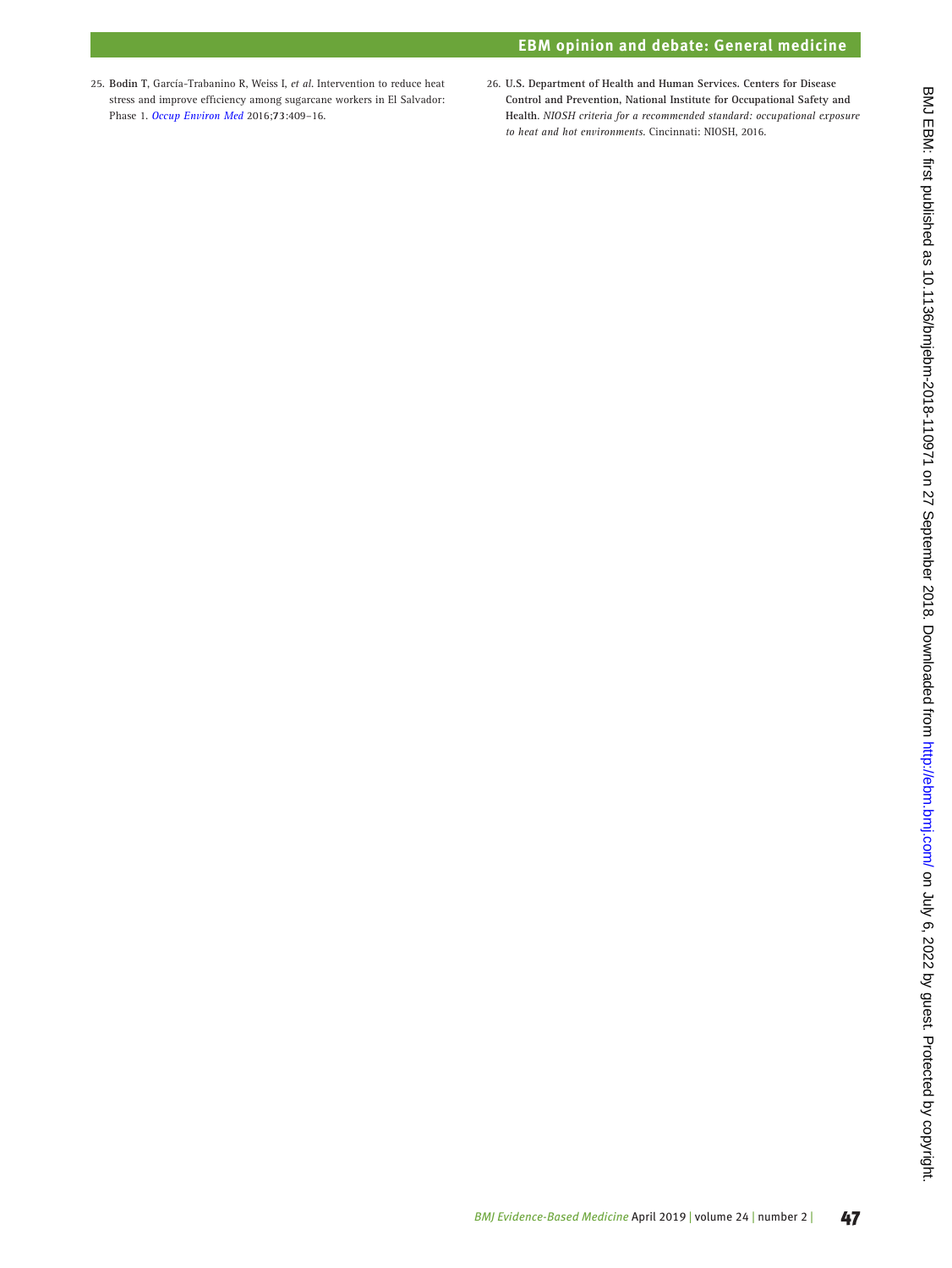25. **Bodin T**, García-Trabanino R, Weiss I, *et al*. Intervention to reduce heat stress and improve efficiency among sugarcane workers in El Salvador: Phase 1. *Occup Environ Med* 2016;**73**:409–16.

26. **U.S. Department of Health and Human Services. Centers for Disease Control and Prevention, National Institute for Occupational Safety and Health**. *NIOSH criteria for a recommended standard: occupational exposure to heat and hot environments*. Cincinnati: NIOSH, 2016.